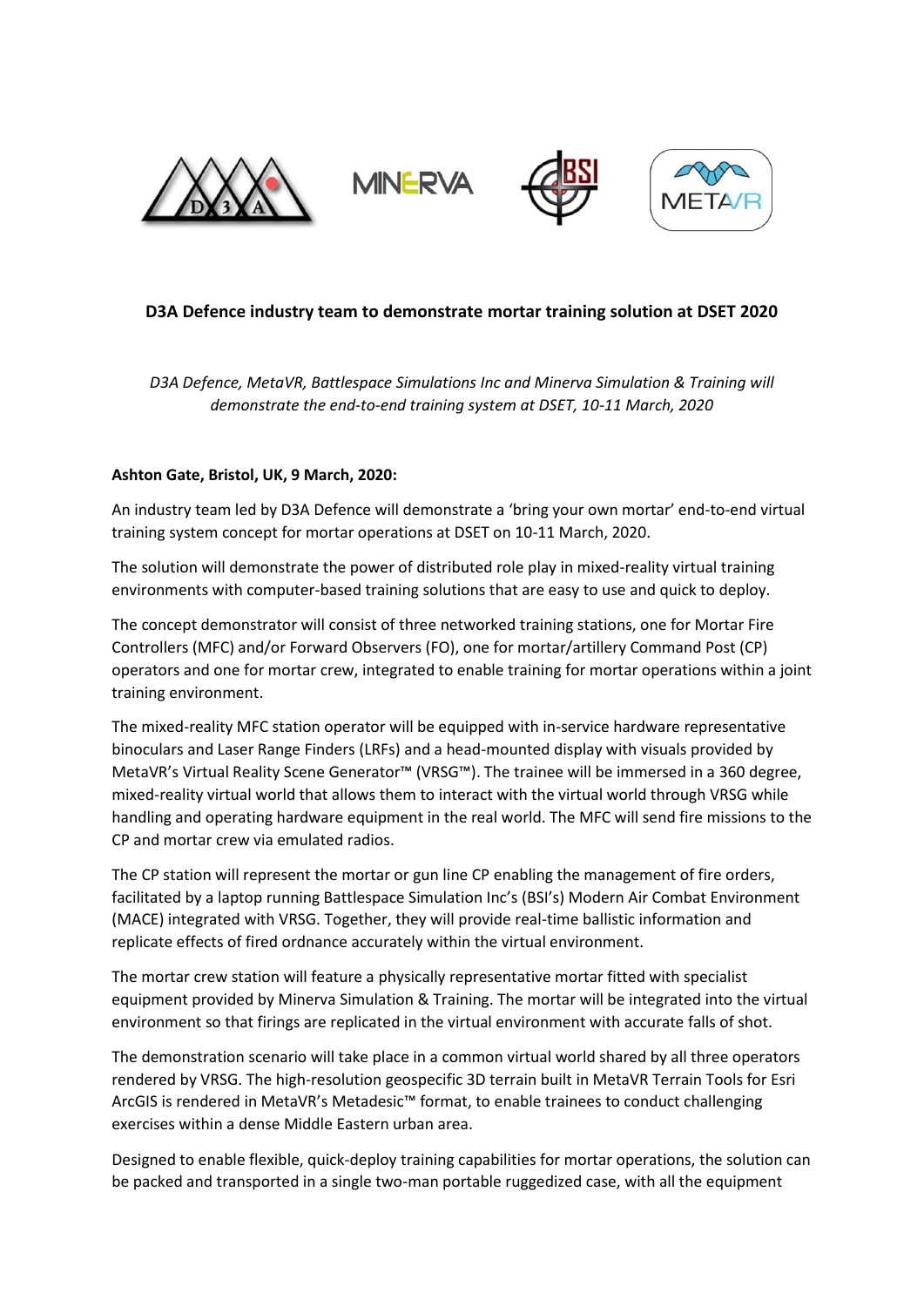## D3A Defence industry team to demonstrate mortar training solution at DSET 2020

*D3A Defence, MetaVR, Battlespace Simulations Inc and Minerva Simulation & Training will demonstrate the end-to-end training system at DSET, 10-11 March, 2020*

**Ashton Gate, Bristol, UK, 9 March, 2020:**

An industry team led by D3A Defence will demonstrate a 'bring your own mortar' end-to-end virtual training system concept for mortar operations at DSET on 10-11 March, 2020.

The solution will demonstrate the power of distributed role play in mixed-reality virtual training environments with computer-based training solutions that are easy to use and quick to deploy.

The concept demonstrator will consist of three networked training stations, one for Mortar Fire Controllers (MFC) and/or Forward Observers (FO), one for mortar/artillery Command Post (CP) operators and one for mortar crew, integrated to enable training for mortar operations within a joint training environment.

The mixed-reality MFC station operator will be equipped with in-service hardware representative binoculars and Laser Range Finders (LRFs) and a head-mounted display with visuals provided by MetaVR's Virtual Reality Scene Generator™ (VRSG™). The trainee will be immersed in a 360 degree, mixed-reality virtual world that allows them to interact with the virtual world through VRSG while handling and operating hardware equipment in the real world. The MFC will send fire missions to the CP and mortar crew via emulated radios.

The CP station will represent the mortar or gun line CP enabling the management of fire orders, facilitated by a laptop running Battlespace Simulation Inc's (BSI's) Modern Air Combat Environment (MACE) integrated with VRSG. Together, they will provide real-time ballistic information and replicate effects of fired ordnance accurately within the virtual environment.

The mortar crew station will feature a physically representative mortar fitted with specialist equipment provided by Minerva Simulation & Training. The mortar will be integrated into the virtual environment so that firings are replicated in the virtual environment with accurate falls of shot.

The demonstration scenario will take place in a common virtual world shared by all three operators rendered by VRSG. The high-resolution geospecific 3D terrain built in MetaVR Terrain Tools for Esri ArcGIS is rendered in MetaVR's Metadesic™ format, to enable trainees to conduct challenging exercises within a dense Middle Eastern urban area.

Designed to enable flexible, quick-deploy training capabilities for mortar operations, the solution can be packed and transported in a single two-man portable ruggedized case, with all the equipment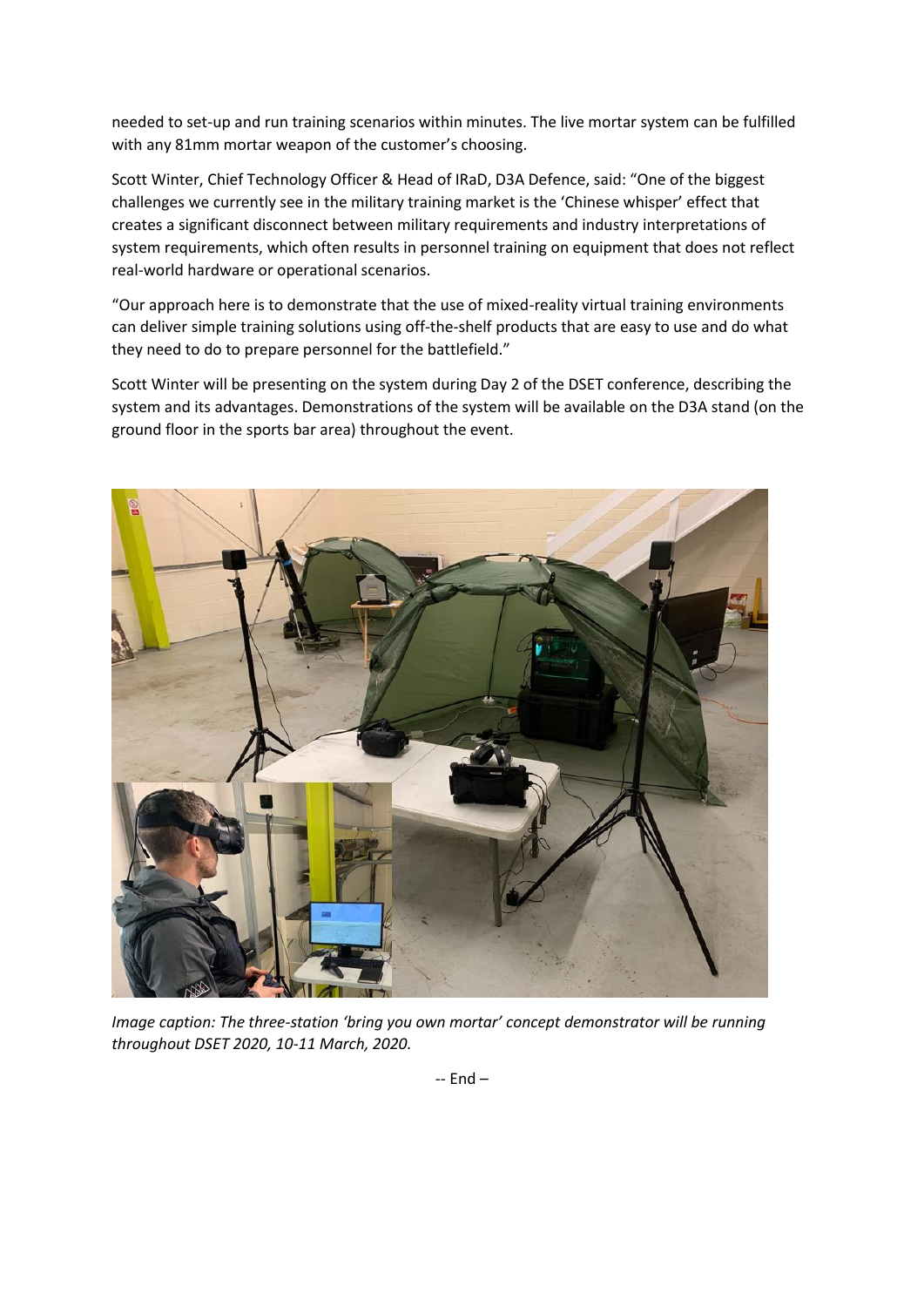needed to set-up and run training scenarios within minutes. The live mortar system can be fulfilled with any 81mm mortar weapon of the customer's choosing.

Scott Winter, Chief Technology Officer & Head of IRaD, D3A Defence, said: "One of the biggest challenges we currently see in the military training market is the 'Chinese whisper' effect that creates a significant disconnect between military requirements and industry interpretations of system requirements, which often results in personnel training on equipment that does not reflect real-world hardware or operational scenarios.

"Our approach here is to demonstrate that the use of mixed-reality virtual training environments can deliver simple training solutions using off-the-shelf products that are easy to use and do what they need to do to prepare personnel for the battlefield."

Scott Winter will be presenting on the system during Day 2 of the DSET conference, describing the system and its advantages. Demonstrations of the system will be available on the D3A stand (on the ground floor in the sports bar area) throughout the event.

*Image caption: The three-station 'bring you own mortar' concept demonstrator will be running throughout DSET 2020, 10-11 March, 2020.*

-- End –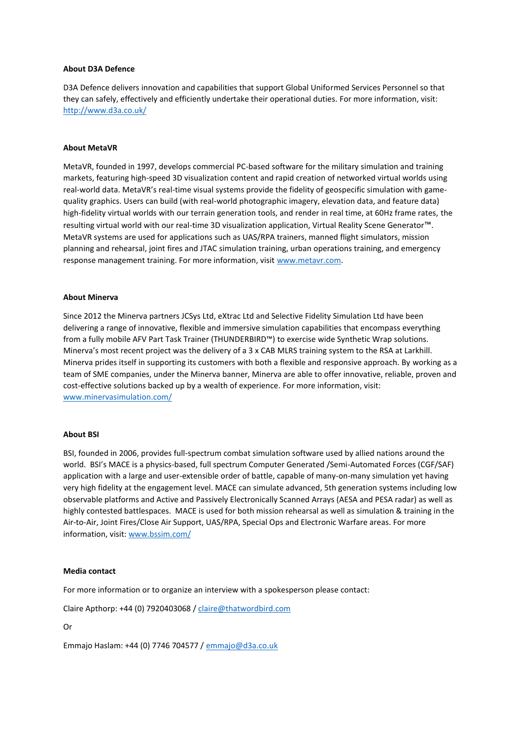**About D3A Defence**

D3A Defence delivers innovation and capabilities that support Global Uniformed Services Personnel so that they can safely, effectively and efficiently undertake their operational duties. For more information, visit: http://www.d3a.co.uk/

**About MetaVR**

MetaVR, founded in 1997, develops commercial PC-based software for the military simulation and training markets, featuring high-speed 3D visualization content and rapid creation of networked virtual worlds using real-world data. MetaVR's real-time visual systems provide the fidelity of geospecific simulation with game-quality graphics. Users can build (with real-world photographic imagery, elevation data, and feature data) high-fidelity virtual worlds with our terrain generation tools, and render in real time, at 60Hz frame rates, the resulting virtual world with our real-time 3D visualization application, Virtual Reality Scene Generator™. MetaVR systems are used for applications such as UAS/RPA trainers, manned flight simulators, mission planning and rehearsal, joint fires and JTAC simulation training, urban operations training, and emergency response management training. For more information, visit www.metavr.com.

**About Minerva**

Since 2012 the Minerva partners JCSys Ltd, eXtrac Ltd and Selective Fidelity Simulation Ltd have been delivering a range of innovative, flexible and immersive simulation capabilities that encompass everything from a fully mobile AFV Part Task Trainer (THUNDERBIRD™) to exercise wide Synthetic Wrap solutions. Minerva's most recent project was the delivery of a 3 x CAB MLRS training system to the RSA at Larkhill. Minerva prides itself in supporting its customers with both a flexible and responsive approach. By working as a team of SME companies, under the Minerva banner, Minerva are able to offer innovative, reliable, proven and cost-effective solutions backed up by a wealth of experience. For more information, visit: www.minervasimulation.com/

**About BSI**

BSI, founded in 2006, provides full-spectrum combat simulation software used by allied nations around the world. BSI's MACE is a physics-based, full spectrum Computer Generated /Semi-Automated Forces (CGF/SAF) application with a large and user-extensible order of battle, capable of many-on-many simulation yet having very high fidelity at the engagement level. MACE can simulate advanced, 5th generation systems including low observable platforms and Active and Passively Electronically Scanned Arrays (AESA and PESA radar) as well as highly contested battlespaces. MACE is used for both mission rehearsal as well as simulation & training in the Air-to-Air, Joint Fires/Close Air Support, UAS/RPA, Special Ops and Electronic Warfare areas. For more information, visit: www.bssim.com/

**Media contact**

For more information or to organize an interview with a spokesperson please contact:

Claire Apthorp: +44 (0) 7920403068 / claire@thatwordbird.com

Or

Emmajo Haslam: +44 (0) 7746 704577 / emmajo@d3a.co.uk